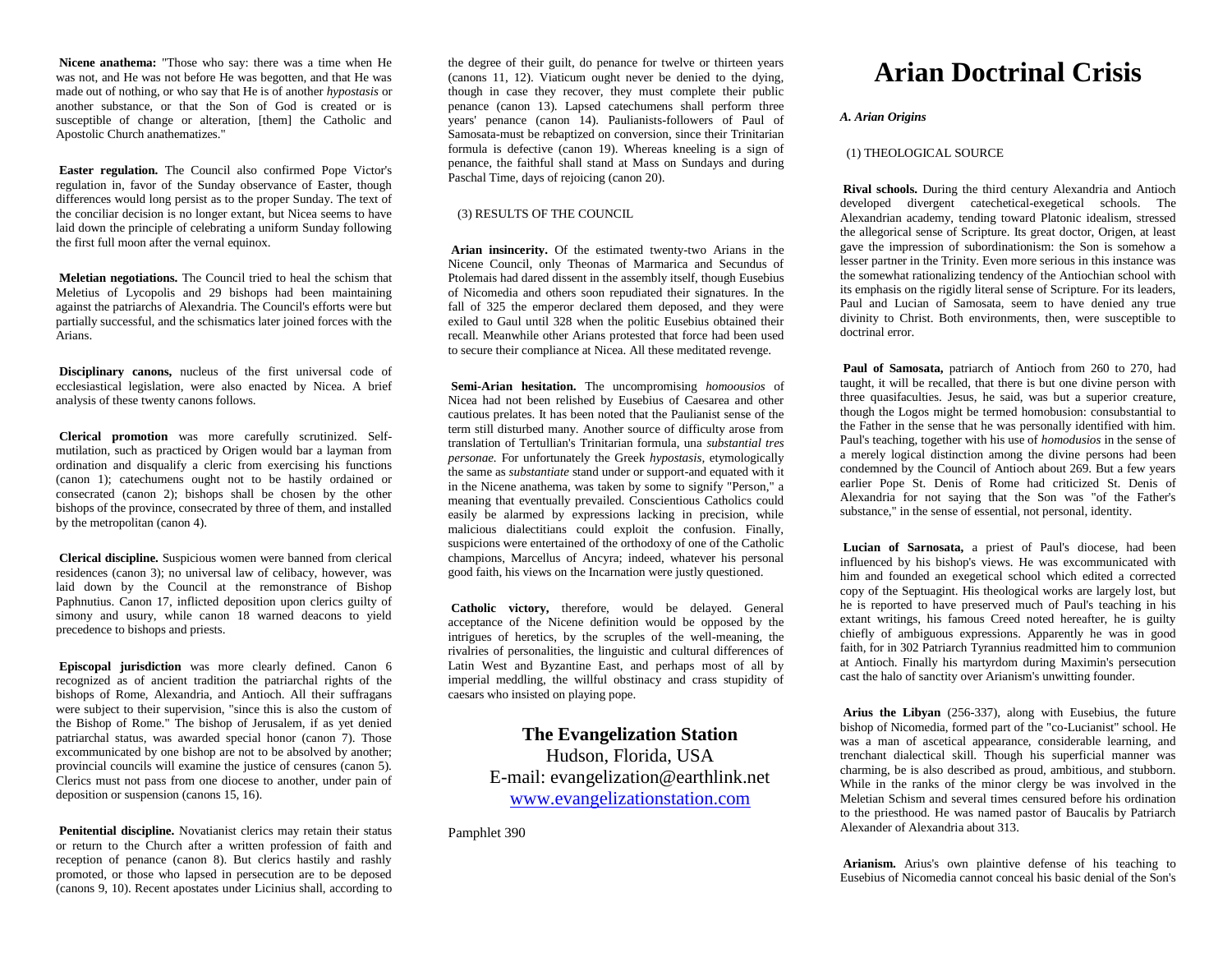**Nicene anathema:** "Those who say: there was a time when He was not, and He was not before He was begotten, and that He was made out of nothing, or who say that He is of another *hypostasis* or another substance, or that the Son of God is created or is susceptible of change or alteration, [them] the Catholic and Apostolic Church anathematizes."

**Easter regulation.** The Council also confirmed Pope Victor's regulation in, favor of the Sunday observance of Easter, though differences would long persist as to the proper Sunday. The text of the conciliar decision is no longer extant, but Nicea seems to have laid down the principle of celebrating a uniform Sunday following the first full moon after the vernal equinox.

**Meletian negotiations.** The Council tried to heal the schism that Meletius of Lycopolis and 29 bishops had been maintaining against the patriarchs of Alexandria. The Council's efforts were but partially successful, and the schismatics later joined forces with the Arians.

**Disciplinary canons,** nucleus of the first universal code of ecclesiastical legislation, were also enacted by Nicea. A brief analysis of these twenty canons follows.

**Clerical promotion** was more carefully scrutinized. Self-mutilation, such as practiced by Origen would bar a layman from ordination and disqualify a cleric from exercising his functions (canon 1); catechumens ought not to be hastily ordained or consecrated (canon 2); bishops shall be chosen by the other bishops of the province, consecrated by three of them, and installed by the metropolitan (canon 4).

**Clerical discipline.** Suspicious women were banned from clerical residences (canon 3); no universal law of celibacy, however, was laid down by the Council at the remonstrance of Bishop Paphnutius. Canon 17, inflicted deposition upon clerics guilty of simony and usury, while canon 18 warned deacons to yield precedence to bishops and priests.

**Episcopal jurisdiction** was more clearly defined. Canon 6 recognized as of ancient tradition the patriarchal rights of the bishops of Rome, Alexandria, and Antioch. All their suffragans were subject to their supervision, "since this is also the custom of the Bishop of Rome." The bishop of Jerusalem, if as yet denied patriarchal status, was awarded special honor (canon 7). Those excommunicated by one bishop are not to be absolved by another; provincial councils will examine the justice of censures (canon 5). Clerics must not pass from one diocese to another, under pain of deposition or suspension (canons 15, 16).

**Penitential discipline.** Novatianist clerics may retain their status or return to the Church after a written profession of faith and reception of penance (canon 8). But clerics hastily and rashly promoted, or those who lapsed in persecution are to be deposed (canons 9, 10). Recent apostates under Licinius shall, according to the degree of their guilt, do penance for twelve or thirteen years (canons 11, 12). Viaticum ought never be denied to the dying, though in case they recover, they must complete their public penance (canon 13). Lapsed catechumens shall perform three years' penance (canon 14). Paulianists-followers of Paul of Samosata-must be rebaptized on conversion, since their Trinitarian formula is defective (canon 19). Whereas kneeling is a sign of penance, the faithful shall stand at Mass on Sundays and during Paschal Time, days of rejoicing (canon 20).

(3) RESULTS OF THE COUNCIL

**Arian insincerity.** Of the estimated twenty-two Arians in the Nicene Council, only Theonas of Marmarica and Secundus of Ptolemais had dared dissent in the assembly itself, though Eusebius of Nicomedia and others soon repudiated their signatures. In the fall of 325 the emperor declared them deposed, and they were exiled to Gaul until 328 when the politic Eusebius obtained their recall. Meanwhile other Arians protested that force had been used to secure their compliance at Nicea. All these meditated revenge.

**Semi-Arian hesitation.** The uncompromising *homoousios* of Nicea had not been relished by Eusebius of Caesarea and other cautious prelates. It has been noted that the Paulianist sense of the term still disturbed many. Another source of difficulty arose from translation of Tertullian's Trinitarian formula, una *substantial tres personae*. For unfortunately the Greek *hypostasis*, etymologically the same as *substantiate* stand under or support-and equated with it in the Nicene anathema, was taken by some to signify "Person," a meaning that eventually prevailed. Conscientious Catholics could easily be alarmed by expressions lacking in precision, while malicious dialectitians could exploit the confusion. Finally, suspicions were entertained of the orthodoxy of one of the Catholic champions, Marcellus of Ancyra; indeed, whatever his personal good faith, his views on the Incarnation were justly questioned.

**Catholic victory,** therefore, would be delayed. General acceptance of the Nicene definition would be opposed by the intrigues of heretics, by the scruples of the well-meaning, the rivalries of personalities, the linguistic and cultural differences of Latin West and Byzantine East, and perhaps most of all by imperial meddling, the willful obstinacy and crass stupidity of caesars who insisted on playing pope.

**The Evangelization Station**
Hudson, Florida, USA
E-mail: evangelization@earthlink.net
www.evangelizationstation.com

Pamphlet 390

# Arian Doctrinal Crisis

***A. Arian Origins***

(1) THEOLOGICAL SOURCE

**Rival schools.** During the third century Alexandria and Antioch developed divergent catechetical-exegetical schools. The Alexandrian academy, tending toward Platonic idealism, stressed the allegorical sense of Scripture. Its great doctor, Origen, at least gave the impression of subordinationism: the Son is somehow a lesser partner in the Trinity. Even more serious in this instance was the somewhat rationalizing tendency of the Antiochian school with its emphasis on the rigidly literal sense of Scripture. For its leaders, Paul and Lucian of Samosata, seem to have denied any true divinity to Christ. Both environments, then, were susceptible to doctrinal error.

**Paul of Samosata,** patriarch of Antioch from 260 to 270, had taught, it will be recalled, that there is but one divine person with three quasifaculties. Jesus, he said, was but a superior creature, though the Logos might be termed homobusion: consubstantial to the Father in the sense that he was personally identified with him. Paul's teaching, together with his use of *homodusios* in the sense of a merely logical distinction among the divine persons had been condemned by the Council of Antioch about 269. But a few years earlier Pope St. Denis of Rome had criticized St. Denis of Alexandria for not saying that the Son was "of the Father's substance," in the sense of essential, not personal, identity.

**Lucian of Sarnosata,** a priest of Paul's diocese, had been influenced by his bishop's views. He was excommunicated with him and founded an exegetical school which edited a corrected copy of the Septuagint. His theological works are largely lost, but he is reported to have preserved much of Paul's teaching in his extant writings, his famous Creed noted hereafter, he is guilty chiefly of ambiguous expressions. Apparently he was in good faith, for in 302 Patriarch Tyrannius readmitted him to communion at Antioch. Finally his martyrdom during Maximin's persecution cast the halo of sanctity over Arianism's unwitting founder.

**Arius the Libyan** (256-337), along with Eusebius, the future bishop of Nicomedia, formed part of the "co-Lucianist" school. He was a man of ascetical appearance, considerable learning, and trenchant dialectical skill. Though his superficial manner was charming, be is also described as proud, ambitious, and stubborn. While in the ranks of the minor clergy be was involved in the Meletian Schism and several times censured before his ordination to the priesthood. He was named pastor of Baucalis by Patriarch Alexander of Alexandria about 313.

**Arianism.** Arius's own plaintive defense of his teaching to Eusebius of Nicomedia cannot conceal his basic denial of the Son's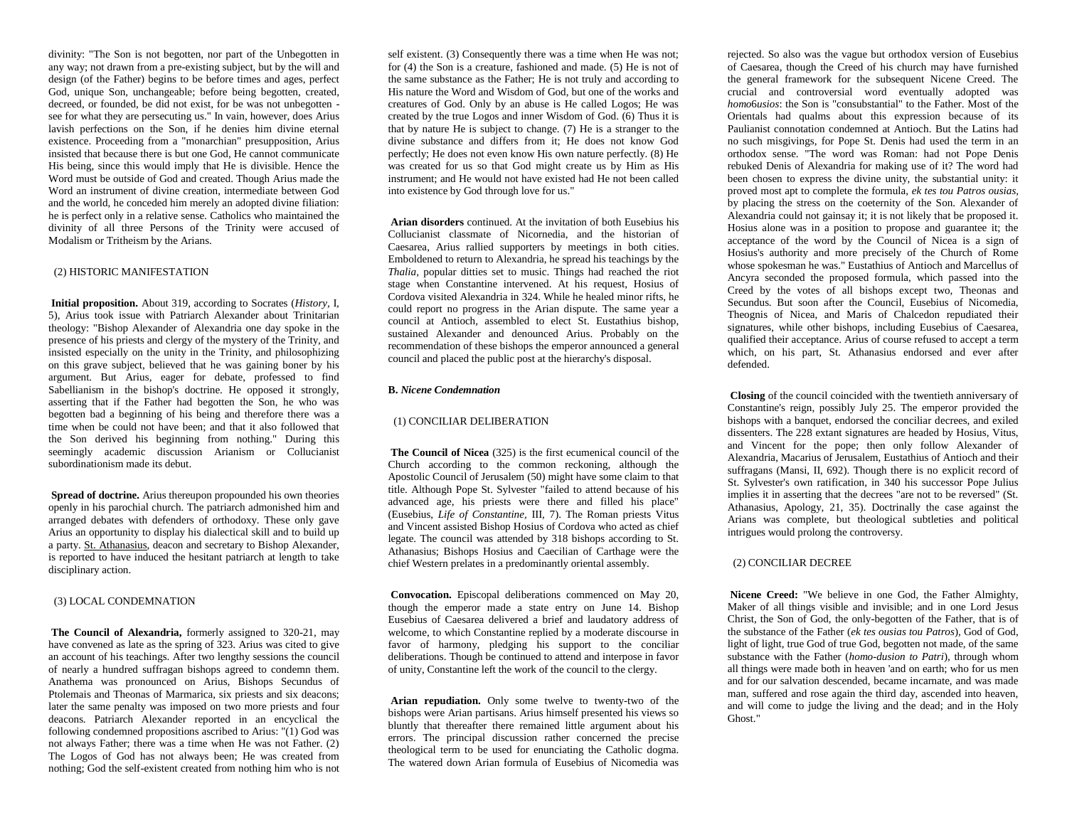divinity: "The Son is not begotten, nor part of the Unbegotten in any way; not drawn from a pre-existing subject, but by the will and design (of the Father) begins to be before times and ages, perfect God, unique Son, unchangeable; before being begotten, created, decreed, or founded, be did not exist, for be was not unbegotten - see for what they are persecuting us." In vain, however, does Arius lavish perfections on the Son, if he denies him divine eternal existence. Proceeding from a "monarchian" presupposition, Arius insisted that because there is but one God, He cannot communicate His being, since this would imply that He is divisible. Hence the Word must be outside of God and created. Though Arius made the Word an instrument of divine creation, intermediate between God and the world, he conceded him merely an adopted divine filiation: he is perfect only in a relative sense. Catholics who maintained the divinity of all three Persons of the Trinity were accused of Modalism or Tritheism by the Arians.

(2) HISTORIC MANIFESTATION

**Initial proposition.** About 319, according to Socrates (*History*, I, 5), Arius took issue with Patriarch Alexander about Trinitarian theology: "Bishop Alexander of Alexandria one day spoke in the presence of his priests and clergy of the mystery of the Trinity, and insisted especially on the unity in the Trinity, and philosophizing on this grave subject, believed that he was gaining boner by his argument. But Arius, eager for debate, professed to find Sabellianism in the bishop's doctrine. He opposed it strongly, asserting that if the Father had begotten the Son, he who was begotten bad a beginning of his being and therefore there was a time when be could not have been; and that it also followed that the Son derived his beginning from nothing." During this seemingly academic discussion Arianism or Collucianist subordinationism made its debut.

**Spread of doctrine.** Arius thereupon propounded his own theories openly in his parochial church. The patriarch admonished him and arranged debates with defenders of orthodoxy. These only gave Arius an opportunity to display his dialectical skill and to build up a party. St. Athanasius, deacon and secretary to Bishop Alexander, is reported to have induced the hesitant patriarch at length to take disciplinary action.

(3) LOCAL CONDEMNATION

**The Council of Alexandria,** formerly assigned to 320-21, may have convened as late as the spring of 323. Arius was cited to give an account of his teachings. After two lengthy sessions the council of nearly a hundred suffragan bishops agreed to condemn them. Anathema was pronounced on Arius, Bishops Secundus of Ptolemais and Theonas of Marmarica, six priests and six deacons; later the same penalty was imposed on two more priests and four deacons. Patriarch Alexander reported in an encyclical the following condemned propositions ascribed to Arius: "(1) God was not always Father; there was a time when He was not Father. (2) The Logos of God has not always been; He was created from nothing; God the self-existent created from nothing him who is not self existent. (3) Consequently there was a time when He was not; for (4) the Son is a creature, fashioned and made. (5) He is not of the same substance as the Father; He is not truly and according to His nature the Word and Wisdom of God, but one of the works and creatures of God. Only by an abuse is He called Logos; He was created by the true Logos and inner Wisdom of God. (6) Thus it is that by nature He is subject to change. (7) He is a stranger to the divine substance and differs from it; He does not know God perfectly; He does not even know His own nature perfectly. (8) He was created for us so that God might create us by Him as His instrument; and He would not have existed had He not been called into existence by God through love for us."

**Arian disorders** continued. At the invitation of both Eusebius his Collucianist classmate of Nicornedia, and the historian of Caesarea, Arius rallied supporters by meetings in both cities. Emboldened to return to Alexandria, he spread his teachings by the *Thalia*, popular ditties set to music. Things had reached the riot stage when Constantine intervened. At his request, Hosius of Cordova visited Alexandria in 324. While he healed minor rifts, he could report no progress in the Arian dispute. The same year a council at Antioch, assembled to elect St. Eustathius bishop, sustained Alexander and denounced Arius. Probably on the recommendation of these bishops the emperor announced a general council and placed the public post at the hierarchy's disposal.

**B.** ***Nicene Condemnation***

(1) CONCILIAR DELIBERATION

**The Council of Nicea** (325) is the first ecumenical council of the Church according to the common reckoning, although the Apostolic Council of Jerusalem (50) might have some claim to that title. Although Pope St. Sylvester "failed to attend because of his advanced age, his priests were there and filled his place" (Eusebius, *Life of Constantine*, III, 7). The Roman priests Vitus and Vincent assisted Bishop Hosius of Cordova who acted as chief legate. The council was attended by 318 bishops according to St. Athanasius; Bishops Hosius and Caecilian of Carthage were the chief Western prelates in a predominantly oriental assembly.

**Convocation.** Episcopal deliberations commenced on May 20, though the emperor made a state entry on June 14. Bishop Eusebius of Caesarea delivered a brief and laudatory address of welcome, to which Constantine replied by a moderate discourse in favor of harmony, pledging his support to the conciliar deliberations. Though be continued to attend and interpose in favor of unity, Constantine left the work of the council to the clergy.

**Arian repudiation.** Only some twelve to twenty-two of the bishops were Arian partisans. Arius himself presented his views so bluntly that thereafter there remained little argument about his errors. The principal discussion rather concerned the precise theological term to be used for enunciating the Catholic dogma. The watered down Arian formula of Eusebius of Nicomedia was rejected. So also was the vague but orthodox version of Eusebius of Caesarea, though the Creed of his church may have furnished the general framework for the subsequent Nicene Creed. The crucial and controversial word eventually adopted was *homo6usios*: the Son is "consubstantial" to the Father. Most of the Orientals had qualms about this expression because of its Paulianist connotation condemned at Antioch. But the Latins had no such misgivings, for Pope St. Denis had used the term in an orthodox sense. "The word was Roman: had not Pope Denis rebuked Denis of Alexandria for making use of it? The word had been chosen to express the divine unity, the substantial unity: it proved most apt to complete the formula, *ek tes tou Patros ousias*, by placing the stress on the coeternity of the Son. Alexander of Alexandria could not gainsay it; it is not likely that be proposed it. Hosius alone was in a position to propose and guarantee it; the acceptance of the word by the Council of Nicea is a sign of Hosius's authority and more precisely of the Church of Rome whose spokesman he was." Eusthathius of Antioch and Marcellus of Ancyra seconded the proposed formula, which passed into the Creed by the votes of all bishops except two, Theonas and Secundus. But soon after the Council, Eusebius of Nicomedia, Theognis of Nicea, and Maris of Chalcedon repudiated their signatures, while other bishops, including Eusebius of Caesarea, qualified their acceptance. Arius of course refused to accept a term which, on his part, St. Athanasius endorsed and ever after defended.

**Closing** of the council coincided with the twentieth anniversary of Constantine's reign, possibly July 25. The emperor provided the bishops with a banquet, endorsed the conciliar decrees, and exiled dissenters. The 228 extant signatures are headed by Hosius, Vitus, and Vincent for the pope; then only follow Alexander of Alexandria, Macarius of Jerusalem, Eustathius of Antioch and their suffragans (Mansi, II, 692). Though there is no explicit record of St. Sylvester's own ratification, in 340 his successor Pope Julius implies it in asserting that the decrees "are not to be reversed" (St. Athanasius, Apology, 21, 35). Doctrinally the case against the Arians was complete, but theological subtleties and political intrigues would prolong the controversy.

(2) CONCILIAR DECREE

**Nicene Creed:** "We believe in one God, the Father Almighty, Maker of all things visible and invisible; and in one Lord Jesus Christ, the Son of God, the only-begotten of the Father, that is of the substance of the Father (*ek tes ousias tou Patros*), God of God, light of light, true God of true God, begotten not made, of the same substance with the Father (*homo-dusion to Patri*), through whom all things were made both in heaven 'and on earth; who for us men and for our salvation descended, became incarnate, and was made man, suffered and rose again the third day, ascended into heaven, and will come to judge the living and the dead; and in the Holy Ghost."